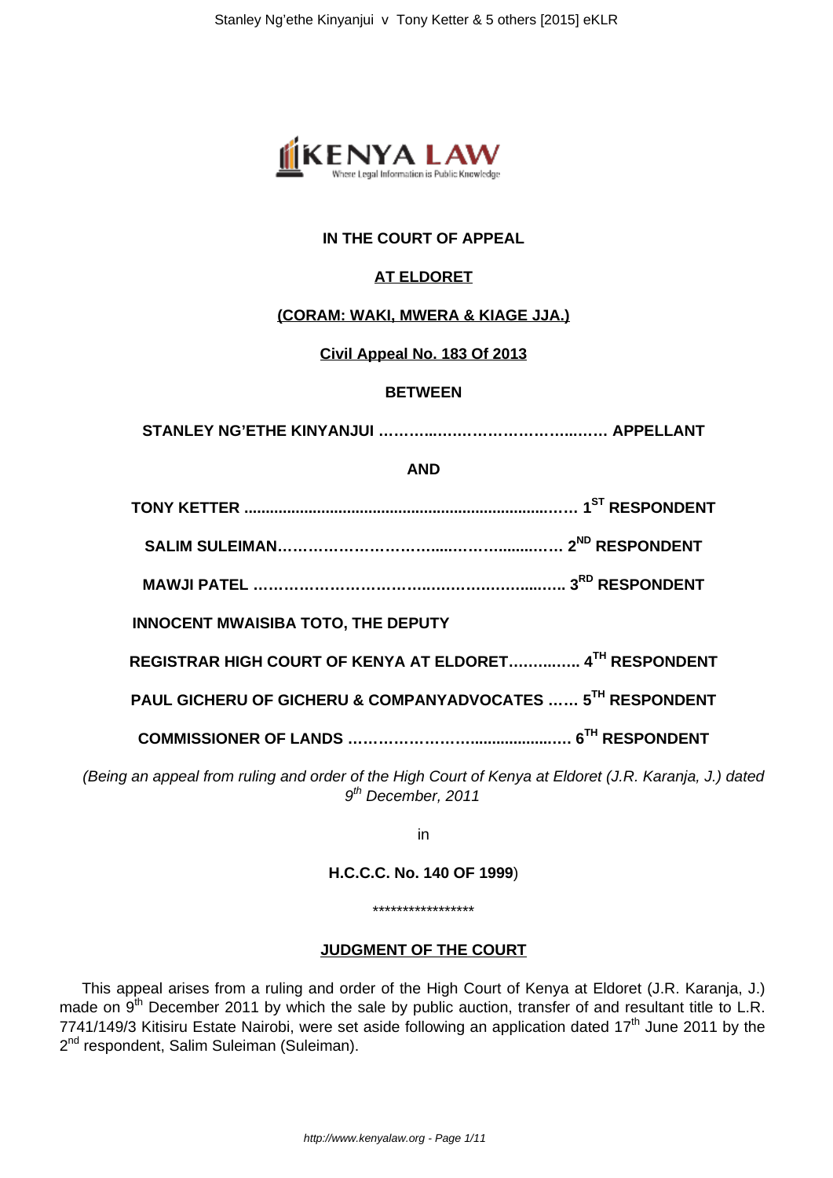**IN THE COURT OF APPEAL**

**AT ELDORET**

**(CORAM: WAKI, MWERA & KIAGE JJA.)**

**Civil Appeal No. 183 Of 2013**

**BETWEEN**

**STANLEY NG'ETHE KINYANJUI ……….……………………..……. APPELLANT**

**AND**

**TONY KETTER ........................................................................…… 1ST RESPONDENT**

**SALIM SULEIMAN………………………….....………........…… 2ND RESPONDENT**

**MAWJI PATEL …………………………..………………...….... 3RD RESPONDENT**

**INNOCENT MWAISIBA TOTO, THE DEPUTY**

**REGISTRAR HIGH COURT OF KENYA AT ELDORET…….…….. 4TH RESPONDENT**

**PAUL GICHERU OF GICHERU & COMPANYADVOCATES …… 5TH RESPONDENT**

**COMMISSIONER OF LANDS …………………….....................… 6TH RESPONDENT**

*(Being an appeal from ruling and order of the High Court of Kenya at Eldoret (J.R. Karanja, J.) dated 9th December, 2011*

in

**H.C.C.C. No. 140 OF 1999**)

*****************

**JUDGMENT OF THE COURT**

This appeal arises from a ruling and order of the High Court of Kenya at Eldoret (J.R. Karanja, J.) made on 9th December 2011 by which the sale by public auction, transfer of and resultant title to L.R. 7741/149/3 Kitisiru Estate Nairobi, were set aside following an application dated 17th June 2011 by the 2nd respondent, Salim Suleiman (Suleiman).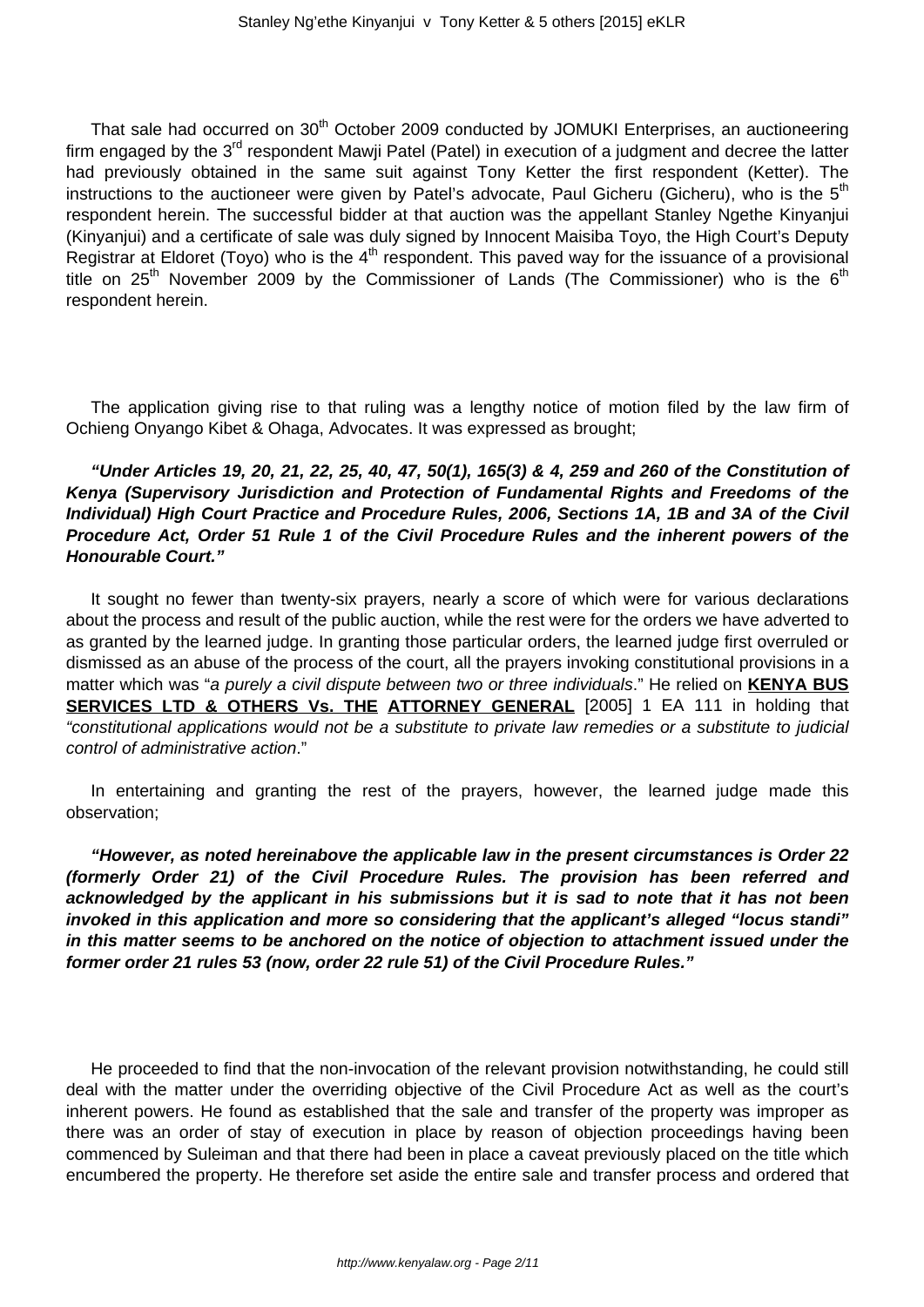That sale had occurred on 30th October 2009 conducted by JOMUKI Enterprises, an auctioneering firm engaged by the 3rd respondent Mawji Patel (Patel) in execution of a judgment and decree the latter had previously obtained in the same suit against Tony Ketter the first respondent (Ketter). The instructions to the auctioneer were given by Patel's advocate, Paul Gicheru (Gicheru), who is the 5th respondent herein. The successful bidder at that auction was the appellant Stanley Ngethe Kinyanjui (Kinyanjui) and a certificate of sale was duly signed by Innocent Maisiba Toyo, the High Court's Deputy Registrar at Eldoret (Toyo) who is the 4th respondent. This paved way for the issuance of a provisional title on 25th November 2009 by the Commissioner of Lands (The Commissioner) who is the 6th respondent herein.

The application giving rise to that ruling was a lengthy notice of motion filed by the law firm of Ochieng Onyango Kibet & Ohaga, Advocates. It was expressed as brought;

***"Under Articles 19, 20, 21, 22, 25, 40, 47, 50(1), 165(3) & 4, 259 and 260 of the Constitution of Kenya (Supervisory Jurisdiction and Protection of Fundamental Rights and Freedoms of the Individual) High Court Practice and Procedure Rules, 2006, Sections 1A, 1B and 3A of the Civil Procedure Act, Order 51 Rule 1 of the Civil Procedure Rules and the inherent powers of the Honourable Court."***

It sought no fewer than twenty-six prayers, nearly a score of which were for various declarations about the process and result of the public auction, while the rest were for the orders we have adverted to as granted by the learned judge. In granting those particular orders, the learned judge first overruled or dismissed as an abuse of the process of the court, all the prayers invoking constitutional provisions in a matter which was "*a purely a civil dispute between two or three individuals*." He relied on **KENYA BUS SERVICES LTD & OTHERS Vs. THE ATTORNEY GENERAL** [2005] 1 EA 111 in holding that *"constitutional applications would not be a substitute to private law remedies or a substitute to judicial control of administrative action*."

In entertaining and granting the rest of the prayers, however, the learned judge made this observation;

***"However, as noted hereinabove the applicable law in the present circumstances is Order 22 (formerly Order 21) of the Civil Procedure Rules. The provision has been referred and acknowledged by the applicant in his submissions but it is sad to note that it has not been invoked in this application and more so considering that the applicant's alleged "locus standi" in this matter seems to be anchored on the notice of objection to attachment issued under the former order 21 rules 53 (now, order 22 rule 51) of the Civil Procedure Rules."***

He proceeded to find that the non-invocation of the relevant provision notwithstanding, he could still deal with the matter under the overriding objective of the Civil Procedure Act as well as the court's inherent powers. He found as established that the sale and transfer of the property was improper as there was an order of stay of execution in place by reason of objection proceedings having been commenced by Suleiman and that there had been in place a caveat previously placed on the title which encumbered the property. He therefore set aside the entire sale and transfer process and ordered that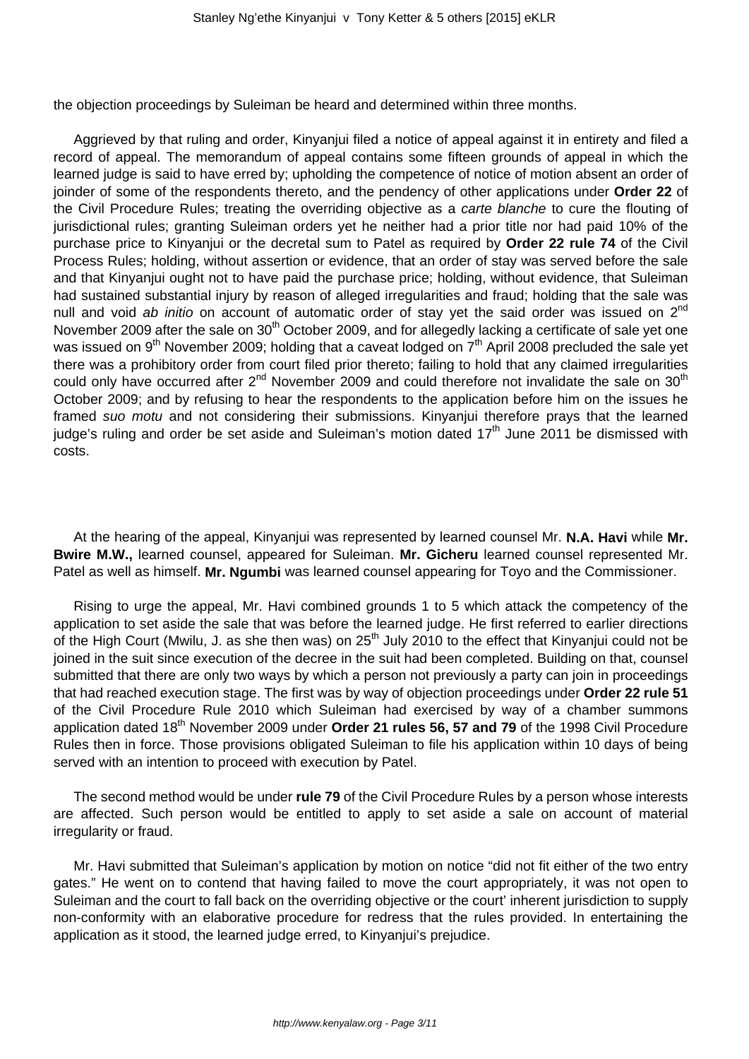the objection proceedings by Suleiman be heard and determined within three months.

Aggrieved by that ruling and order, Kinyanjui filed a notice of appeal against it in entirety and filed a record of appeal. The memorandum of appeal contains some fifteen grounds of appeal in which the learned judge is said to have erred by; upholding the competence of notice of motion absent an order of joinder of some of the respondents thereto, and the pendency of other applications under **Order 22** of the Civil Procedure Rules; treating the overriding objective as a *carte blanche* to cure the flouting of jurisdictional rules; granting Suleiman orders yet he neither had a prior title nor had paid 10% of the purchase price to Kinyanjui or the decretal sum to Patel as required by **Order 22 rule 74** of the Civil Process Rules; holding, without assertion or evidence, that an order of stay was served before the sale and that Kinyanjui ought not to have paid the purchase price; holding, without evidence, that Suleiman had sustained substantial injury by reason of alleged irregularities and fraud; holding that the sale was null and void *ab initio* on account of automatic order of stay yet the said order was issued on 2nd November 2009 after the sale on 30th October 2009, and for allegedly lacking a certificate of sale yet one was issued on 9th November 2009; holding that a caveat lodged on 7th April 2008 precluded the sale yet there was a prohibitory order from court filed prior thereto; failing to hold that any claimed irregularities could only have occurred after 2nd November 2009 and could therefore not invalidate the sale on 30th October 2009; and by refusing to hear the respondents to the application before him on the issues he framed *suo motu* and not considering their submissions. Kinyanjui therefore prays that the learned judge's ruling and order be set aside and Suleiman's motion dated 17th June 2011 be dismissed with costs.

At the hearing of the appeal, Kinyanjui was represented by learned counsel Mr. **N.A. Havi** while **Mr. Bwire M.W.,** learned counsel, appeared for Suleiman. **Mr. Gicheru** learned counsel represented Mr. Patel as well as himself. **Mr. Ngumbi** was learned counsel appearing for Toyo and the Commissioner.

Rising to urge the appeal, Mr. Havi combined grounds 1 to 5 which attack the competency of the application to set aside the sale that was before the learned judge. He first referred to earlier directions of the High Court (Mwilu, J. as she then was) on 25th July 2010 to the effect that Kinyanjui could not be joined in the suit since execution of the decree in the suit had been completed. Building on that, counsel submitted that there are only two ways by which a person not previously a party can join in proceedings that had reached execution stage. The first was by way of objection proceedings under **Order 22 rule 51** of the Civil Procedure Rule 2010 which Suleiman had exercised by way of a chamber summons application dated 18th November 2009 under **Order 21 rules 56, 57 and 79** of the 1998 Civil Procedure Rules then in force. Those provisions obligated Suleiman to file his application within 10 days of being served with an intention to proceed with execution by Patel.

The second method would be under **rule 79** of the Civil Procedure Rules by a person whose interests are affected. Such person would be entitled to apply to set aside a sale on account of material irregularity or fraud.

Mr. Havi submitted that Suleiman's application by motion on notice "did not fit either of the two entry gates." He went on to contend that having failed to move the court appropriately, it was not open to Suleiman and the court to fall back on the overriding objective or the court' inherent jurisdiction to supply non-conformity with an elaborative procedure for redress that the rules provided. In entertaining the application as it stood, the learned judge erred, to Kinyanjui's prejudice.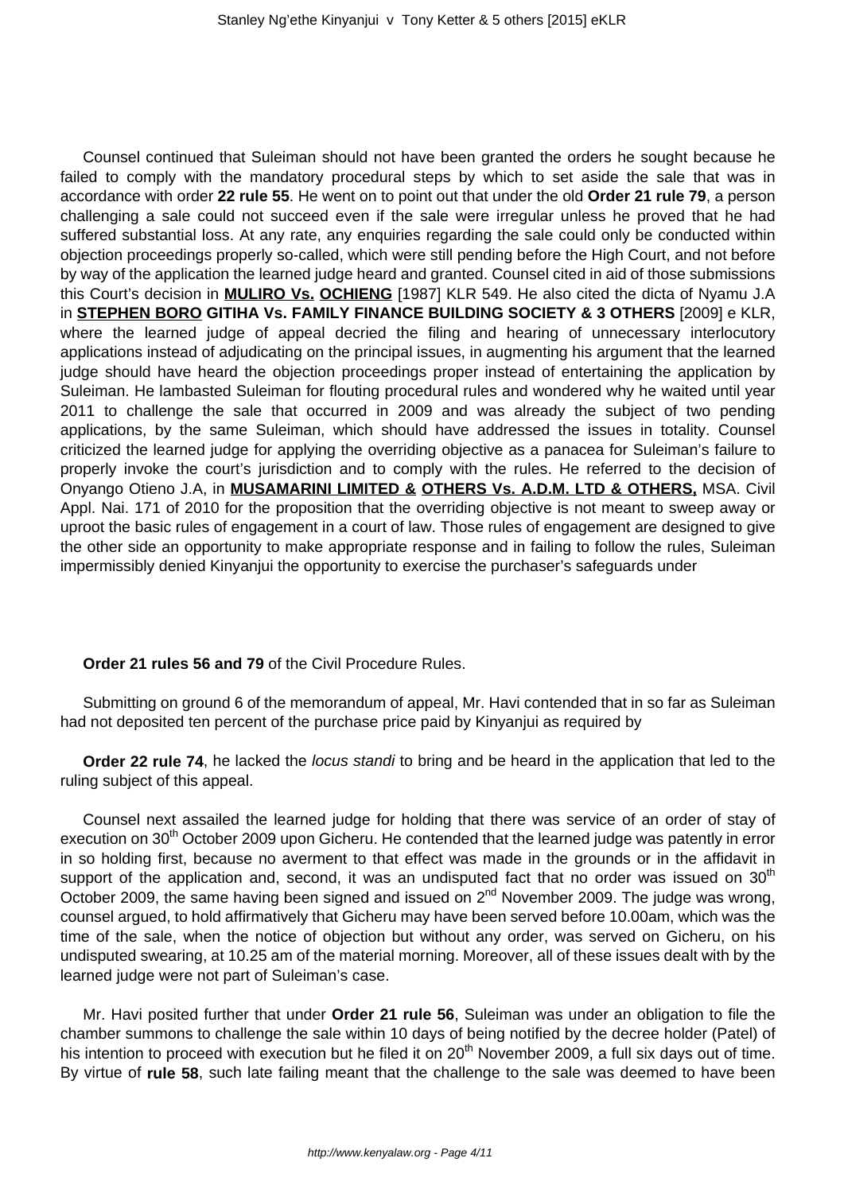Counsel continued that Suleiman should not have been granted the orders he sought because he failed to comply with the mandatory procedural steps by which to set aside the sale that was in accordance with order **22 rule 55**. He went on to point out that under the old **Order 21 rule 79**, a person challenging a sale could not succeed even if the sale were irregular unless he proved that he had suffered substantial loss. At any rate, any enquiries regarding the sale could only be conducted within objection proceedings properly so-called, which were still pending before the High Court, and not before by way of the application the learned judge heard and granted. Counsel cited in aid of those submissions this Court's decision in **MULIRO Vs. OCHIENG** [1987] KLR 549. He also cited the dicta of Nyamu J.A in **STEPHEN BORO GITIHA Vs. FAMILY FINANCE BUILDING SOCIETY & 3 OTHERS** [2009] e KLR, where the learned judge of appeal decried the filing and hearing of unnecessary interlocutory applications instead of adjudicating on the principal issues, in augmenting his argument that the learned judge should have heard the objection proceedings proper instead of entertaining the application by Suleiman. He lambasted Suleiman for flouting procedural rules and wondered why he waited until year 2011 to challenge the sale that occurred in 2009 and was already the subject of two pending applications, by the same Suleiman, which should have addressed the issues in totality. Counsel criticized the learned judge for applying the overriding objective as a panacea for Suleiman's failure to properly invoke the court's jurisdiction and to comply with the rules. He referred to the decision of Onyango Otieno J.A, in **MUSAMARINI LIMITED & OTHERS Vs. A.D.M. LTD & OTHERS,** MSA. Civil Appl. Nai. 171 of 2010 for the proposition that the overriding objective is not meant to sweep away or uproot the basic rules of engagement in a court of law. Those rules of engagement are designed to give the other side an opportunity to make appropriate response and in failing to follow the rules, Suleiman impermissibly denied Kinyanjui the opportunity to exercise the purchaser's safeguards under

**Order 21 rules 56 and 79** of the Civil Procedure Rules.

Submitting on ground 6 of the memorandum of appeal, Mr. Havi contended that in so far as Suleiman had not deposited ten percent of the purchase price paid by Kinyanjui as required by

**Order 22 rule 74**, he lacked the *locus standi* to bring and be heard in the application that led to the ruling subject of this appeal.

Counsel next assailed the learned judge for holding that there was service of an order of stay of execution on 30th October 2009 upon Gicheru. He contended that the learned judge was patently in error in so holding first, because no averment to that effect was made in the grounds or in the affidavit in support of the application and, second, it was an undisputed fact that no order was issued on 30th October 2009, the same having been signed and issued on 2nd November 2009. The judge was wrong, counsel argued, to hold affirmatively that Gicheru may have been served before 10.00am, which was the time of the sale, when the notice of objection but without any order, was served on Gicheru, on his undisputed swearing, at 10.25 am of the material morning. Moreover, all of these issues dealt with by the learned judge were not part of Suleiman's case.

Mr. Havi posited further that under **Order 21 rule 56**, Suleiman was under an obligation to file the chamber summons to challenge the sale within 10 days of being notified by the decree holder (Patel) of his intention to proceed with execution but he filed it on 20th November 2009, a full six days out of time. By virtue of **rule 58**, such late failing meant that the challenge to the sale was deemed to have been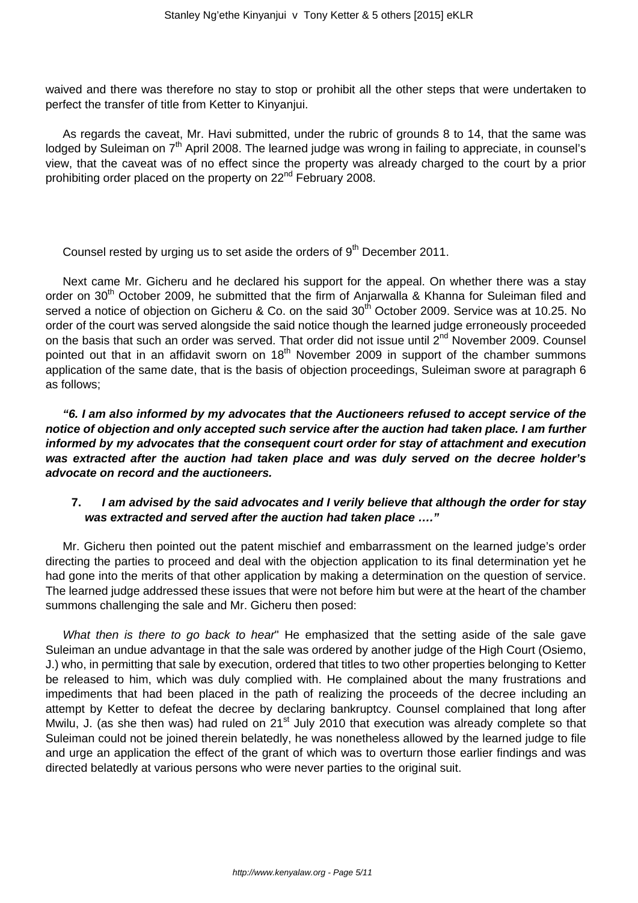waived and there was therefore no stay to stop or prohibit all the other steps that were undertaken to perfect the transfer of title from Ketter to Kinyanjui.

As regards the caveat, Mr. Havi submitted, under the rubric of grounds 8 to 14, that the same was lodged by Suleiman on 7th April 2008. The learned judge was wrong in failing to appreciate, in counsel's view, that the caveat was of no effect since the property was already charged to the court by a prior prohibiting order placed on the property on 22nd February 2008.

Counsel rested by urging us to set aside the orders of 9th December 2011.

Next came Mr. Gicheru and he declared his support for the appeal. On whether there was a stay order on 30th October 2009, he submitted that the firm of Anjarwalla & Khanna for Suleiman filed and served a notice of objection on Gicheru & Co. on the said 30th October 2009. Service was at 10.25. No order of the court was served alongside the said notice though the learned judge erroneously proceeded on the basis that such an order was served. That order did not issue until 2nd November 2009. Counsel pointed out that in an affidavit sworn on 18th November 2009 in support of the chamber summons application of the same date, that is the basis of objection proceedings, Suleiman swore at paragraph 6 as follows;

***"6. I am also informed by my advocates that the Auctioneers refused to accept service of the notice of objection and only accepted such service after the auction had taken place. I am further informed by my advocates that the consequent court order for stay of attachment and execution was extracted after the auction had taken place and was duly served on the decree holder's advocate on record and the auctioneers.***

**7.** ***I am advised by the said advocates and I verily believe that although the order for stay was extracted and served after the auction had taken place …."***

Mr. Gicheru then pointed out the patent mischief and embarrassment on the learned judge's order directing the parties to proceed and deal with the objection application to its final determination yet he had gone into the merits of that other application by making a determination on the question of service. The learned judge addressed these issues that were not before him but were at the heart of the chamber summons challenging the sale and Mr. Gicheru then posed:

*What then is there to go back to hear*" He emphasized that the setting aside of the sale gave Suleiman an undue advantage in that the sale was ordered by another judge of the High Court (Osiemo, J.) who, in permitting that sale by execution, ordered that titles to two other properties belonging to Ketter be released to him, which was duly complied with. He complained about the many frustrations and impediments that had been placed in the path of realizing the proceeds of the decree including an attempt by Ketter to defeat the decree by declaring bankruptcy. Counsel complained that long after Mwilu, J. (as she then was) had ruled on 21st July 2010 that execution was already complete so that Suleiman could not be joined therein belatedly, he was nonetheless allowed by the learned judge to file and urge an application the effect of the grant of which was to overturn those earlier findings and was directed belatedly at various persons who were never parties to the original suit.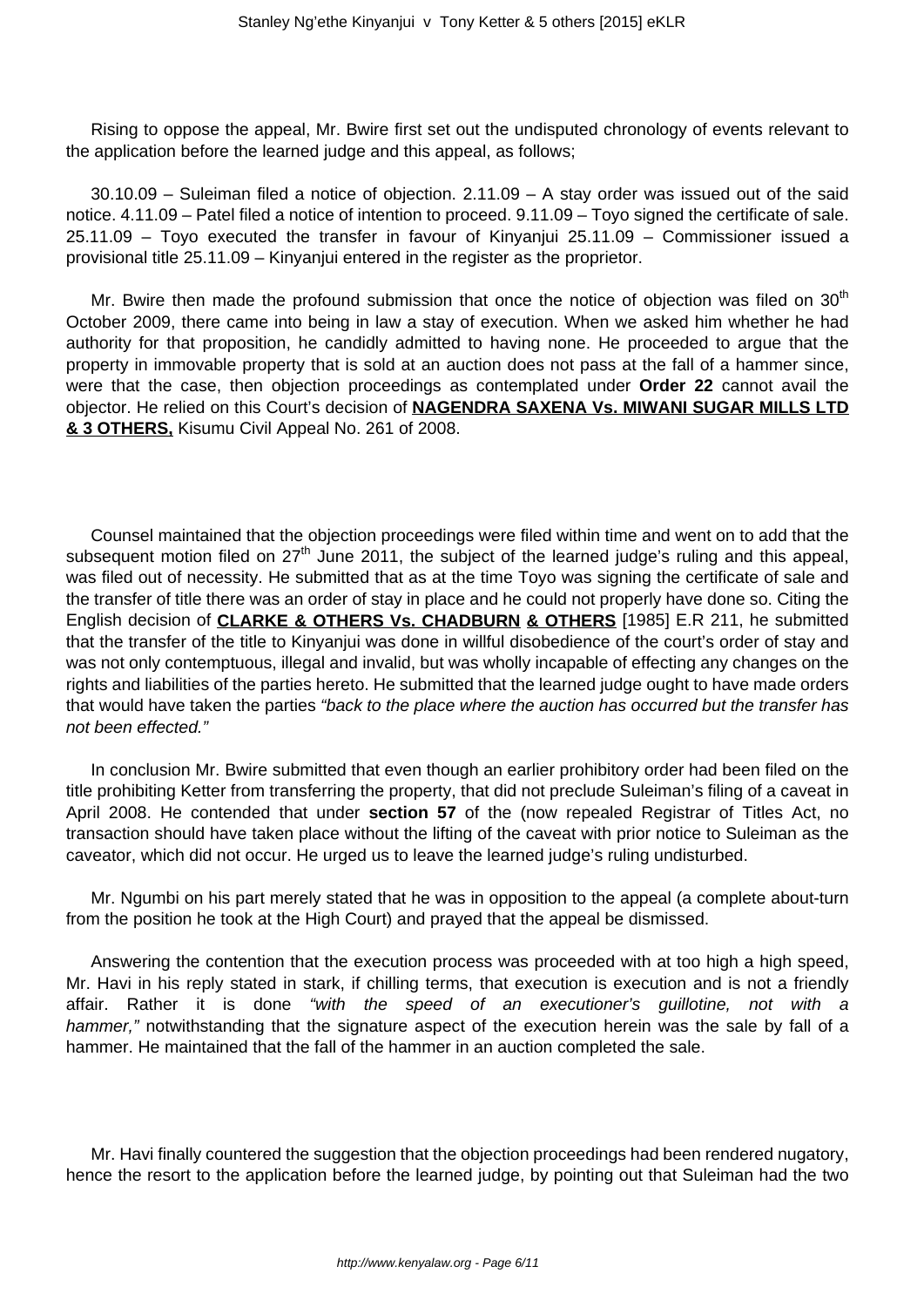Rising to oppose the appeal, Mr. Bwire first set out the undisputed chronology of events relevant to the application before the learned judge and this appeal, as follows;

30.10.09 – Suleiman filed a notice of objection. 2.11.09 – A stay order was issued out of the said notice. 4.11.09 – Patel filed a notice of intention to proceed. 9.11.09 – Toyo signed the certificate of sale. 25.11.09 – Toyo executed the transfer in favour of Kinyanjui 25.11.09 – Commissioner issued a provisional title 25.11.09 – Kinyanjui entered in the register as the proprietor.

Mr. Bwire then made the profound submission that once the notice of objection was filed on 30th October 2009, there came into being in law a stay of execution. When we asked him whether he had authority for that proposition, he candidly admitted to having none. He proceeded to argue that the property in immovable property that is sold at an auction does not pass at the fall of a hammer since, were that the case, then objection proceedings as contemplated under **Order 22** cannot avail the objector. He relied on this Court's decision of **NAGENDRA SAXENA Vs. MIWANI SUGAR MILLS LTD & 3 OTHERS,** Kisumu Civil Appeal No. 261 of 2008.

Counsel maintained that the objection proceedings were filed within time and went on to add that the subsequent motion filed on 27th June 2011, the subject of the learned judge's ruling and this appeal, was filed out of necessity. He submitted that as at the time Toyo was signing the certificate of sale and the transfer of title there was an order of stay in place and he could not properly have done so. Citing the English decision of **CLARKE & OTHERS Vs. CHADBURN & OTHERS** [1985] E.R 211, he submitted that the transfer of the title to Kinyanjui was done in willful disobedience of the court's order of stay and was not only contemptuous, illegal and invalid, but was wholly incapable of effecting any changes on the rights and liabilities of the parties hereto. He submitted that the learned judge ought to have made orders that would have taken the parties *"back to the place where the auction has occurred but the transfer has not been effected."*

In conclusion Mr. Bwire submitted that even though an earlier prohibitory order had been filed on the title prohibiting Ketter from transferring the property, that did not preclude Suleiman's filing of a caveat in April 2008. He contended that under **section 57** of the (now repealed Registrar of Titles Act, no transaction should have taken place without the lifting of the caveat with prior notice to Suleiman as the caveator, which did not occur. He urged us to leave the learned judge's ruling undisturbed.

Mr. Ngumbi on his part merely stated that he was in opposition to the appeal (a complete about-turn from the position he took at the High Court) and prayed that the appeal be dismissed.

Answering the contention that the execution process was proceeded with at too high a high speed, Mr. Havi in his reply stated in stark, if chilling terms, that execution is execution and is not a friendly affair. Rather it is done *"with the speed of an executioner's guillotine, not with a hammer,"* notwithstanding that the signature aspect of the execution herein was the sale by fall of a hammer. He maintained that the fall of the hammer in an auction completed the sale.

Mr. Havi finally countered the suggestion that the objection proceedings had been rendered nugatory, hence the resort to the application before the learned judge, by pointing out that Suleiman had the two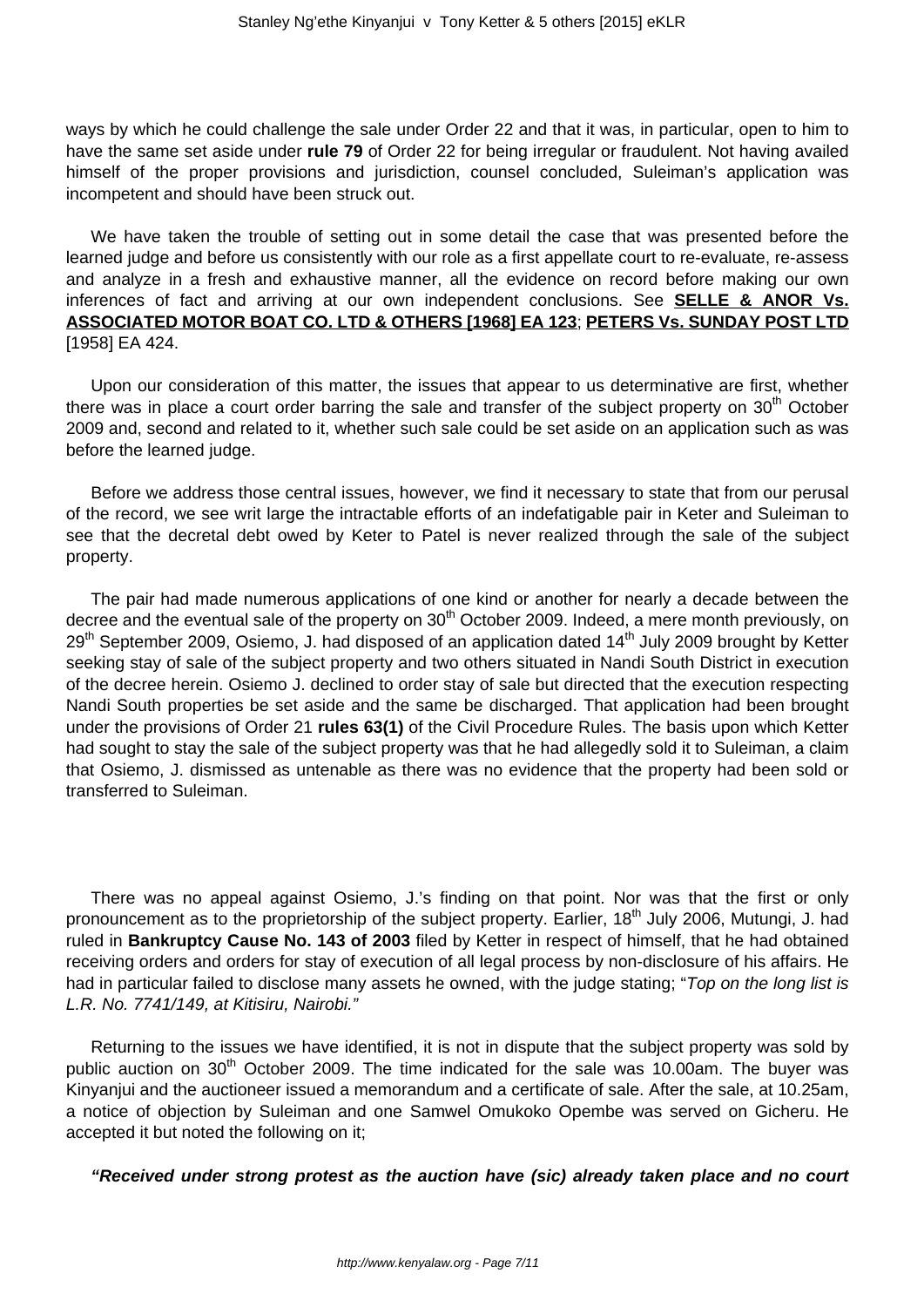ways by which he could challenge the sale under Order 22 and that it was, in particular, open to him to have the same set aside under **rule 79** of Order 22 for being irregular or fraudulent. Not having availed himself of the proper provisions and jurisdiction, counsel concluded, Suleiman's application was incompetent and should have been struck out.

We have taken the trouble of setting out in some detail the case that was presented before the learned judge and before us consistently with our role as a first appellate court to re-evaluate, re-assess and analyze in a fresh and exhaustive manner, all the evidence on record before making our own inferences of fact and arriving at our own independent conclusions. See **SELLE & ANOR Vs. ASSOCIATED MOTOR BOAT CO. LTD & OTHERS [1968] EA 123**; **PETERS Vs. SUNDAY POST LTD** [1958] EA 424.

Upon our consideration of this matter, the issues that appear to us determinative are first, whether there was in place a court order barring the sale and transfer of the subject property on 30th October 2009 and, second and related to it, whether such sale could be set aside on an application such as was before the learned judge.

Before we address those central issues, however, we find it necessary to state that from our perusal of the record, we see writ large the intractable efforts of an indefatigable pair in Keter and Suleiman to see that the decretal debt owed by Keter to Patel is never realized through the sale of the subject property.

The pair had made numerous applications of one kind or another for nearly a decade between the decree and the eventual sale of the property on 30th October 2009. Indeed, a mere month previously, on 29th September 2009, Osiemo, J. had disposed of an application dated 14th July 2009 brought by Ketter seeking stay of sale of the subject property and two others situated in Nandi South District in execution of the decree herein. Osiemo J. declined to order stay of sale but directed that the execution respecting Nandi South properties be set aside and the same be discharged. That application had been brought under the provisions of Order 21 **rules 63(1)** of the Civil Procedure Rules. The basis upon which Ketter had sought to stay the sale of the subject property was that he had allegedly sold it to Suleiman, a claim that Osiemo, J. dismissed as untenable as there was no evidence that the property had been sold or transferred to Suleiman.

There was no appeal against Osiemo, J.'s finding on that point. Nor was that the first or only pronouncement as to the proprietorship of the subject property. Earlier, 18th July 2006, Mutungi, J. had ruled in **Bankruptcy Cause No. 143 of 2003** filed by Ketter in respect of himself, that he had obtained receiving orders and orders for stay of execution of all legal process by non-disclosure of his affairs. He had in particular failed to disclose many assets he owned, with the judge stating; "*Top on the long list is L.R. No. 7741/149, at Kitisiru, Nairobi.*"

Returning to the issues we have identified, it is not in dispute that the subject property was sold by public auction on 30th October 2009. The time indicated for the sale was 10.00am. The buyer was Kinyanjui and the auctioneer issued a memorandum and a certificate of sale. After the sale, at 10.25am, a notice of objection by Suleiman and one Samwel Omukoko Opembe was served on Gicheru. He accepted it but noted the following on it;

***"Received under strong protest as the auction have (sic) already taken place and no court***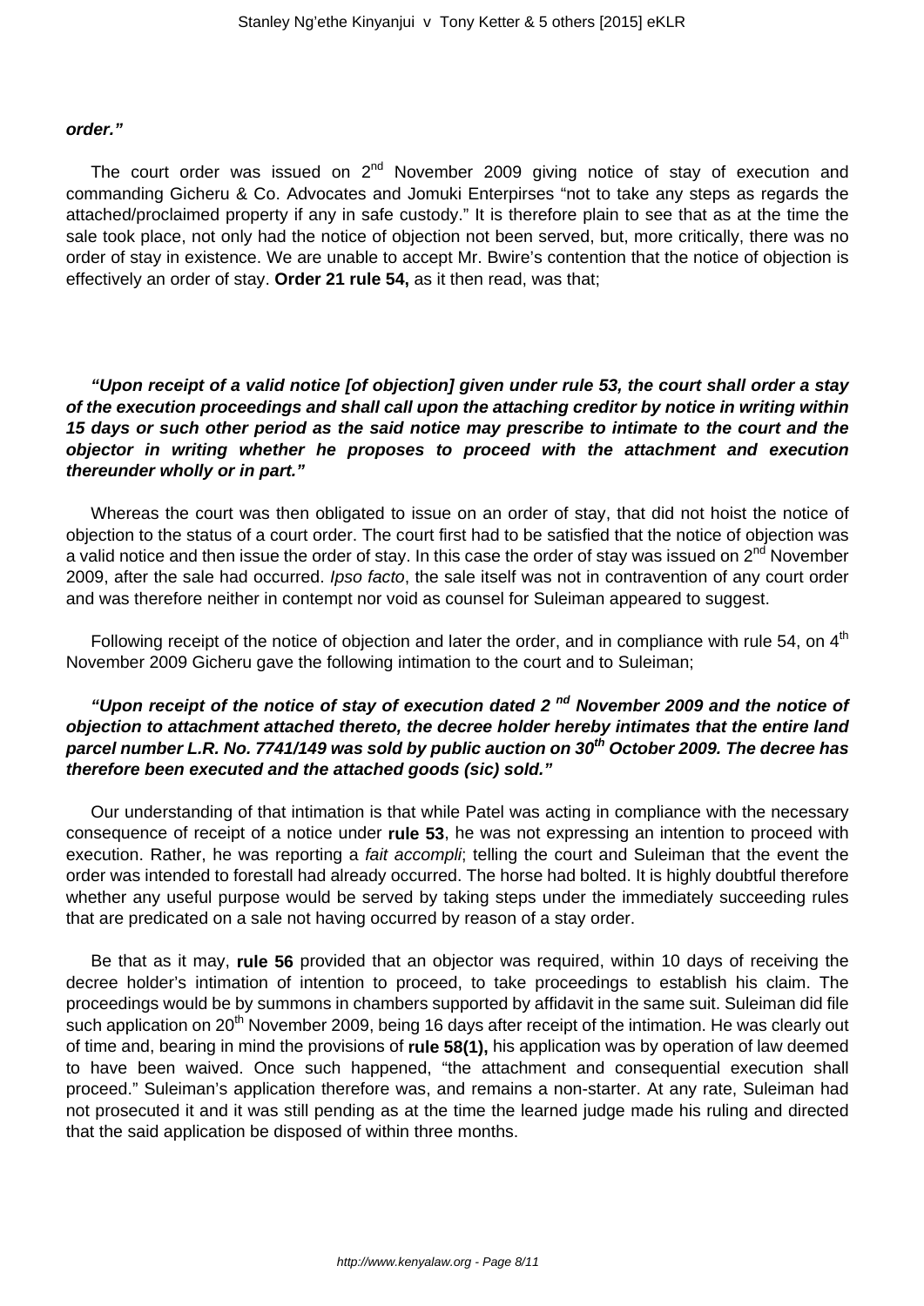**order."**

The court order was issued on 2nd November 2009 giving notice of stay of execution and commanding Gicheru & Co. Advocates and Jomuki Enterpirses "not to take any steps as regards the attached/proclaimed property if any in safe custody." It is therefore plain to see that as at the time the sale took place, not only had the notice of objection not been served, but, more critically, there was no order of stay in existence. We are unable to accept Mr. Bwire's contention that the notice of objection is effectively an order of stay. **Order 21 rule 54,** as it then read, was that;

***"Upon receipt of a valid notice [of objection] given under rule 53, the court shall order a stay of the execution proceedings and shall call upon the attaching creditor by notice in writing within 15 days or such other period as the said notice may prescribe to intimate to the court and the objector in writing whether he proposes to proceed with the attachment and execution thereunder wholly or in part."***

Whereas the court was then obligated to issue on an order of stay, that did not hoist the notice of objection to the status of a court order. The court first had to be satisfied that the notice of objection was a valid notice and then issue the order of stay. In this case the order of stay was issued on 2nd November 2009, after the sale had occurred. *Ipso facto*, the sale itself was not in contravention of any court order and was therefore neither in contempt nor void as counsel for Suleiman appeared to suggest.

Following receipt of the notice of objection and later the order, and in compliance with rule 54, on 4th November 2009 Gicheru gave the following intimation to the court and to Suleiman;

***"Upon receipt of the notice of stay of execution dated 2 nd November 2009 and the notice of objection to attachment attached thereto, the decree holder hereby intimates that the entire land parcel number L.R. No. 7741/149 was sold by public auction on 30th October 2009. The decree has therefore been executed and the attached goods (sic) sold."***

Our understanding of that intimation is that while Patel was acting in compliance with the necessary consequence of receipt of a notice under **rule 53**, he was not expressing an intention to proceed with execution. Rather, he was reporting a *fait accompli*; telling the court and Suleiman that the event the order was intended to forestall had already occurred. The horse had bolted. It is highly doubtful therefore whether any useful purpose would be served by taking steps under the immediately succeeding rules that are predicated on a sale not having occurred by reason of a stay order.

Be that as it may, **rule 56** provided that an objector was required, within 10 days of receiving the decree holder's intimation of intention to proceed, to take proceedings to establish his claim. The proceedings would be by summons in chambers supported by affidavit in the same suit. Suleiman did file such application on 20th November 2009, being 16 days after receipt of the intimation. He was clearly out of time and, bearing in mind the provisions of **rule 58(1),** his application was by operation of law deemed to have been waived. Once such happened, "the attachment and consequential execution shall proceed." Suleiman's application therefore was, and remains a non-starter. At any rate, Suleiman had not prosecuted it and it was still pending as at the time the learned judge made his ruling and directed that the said application be disposed of within three months.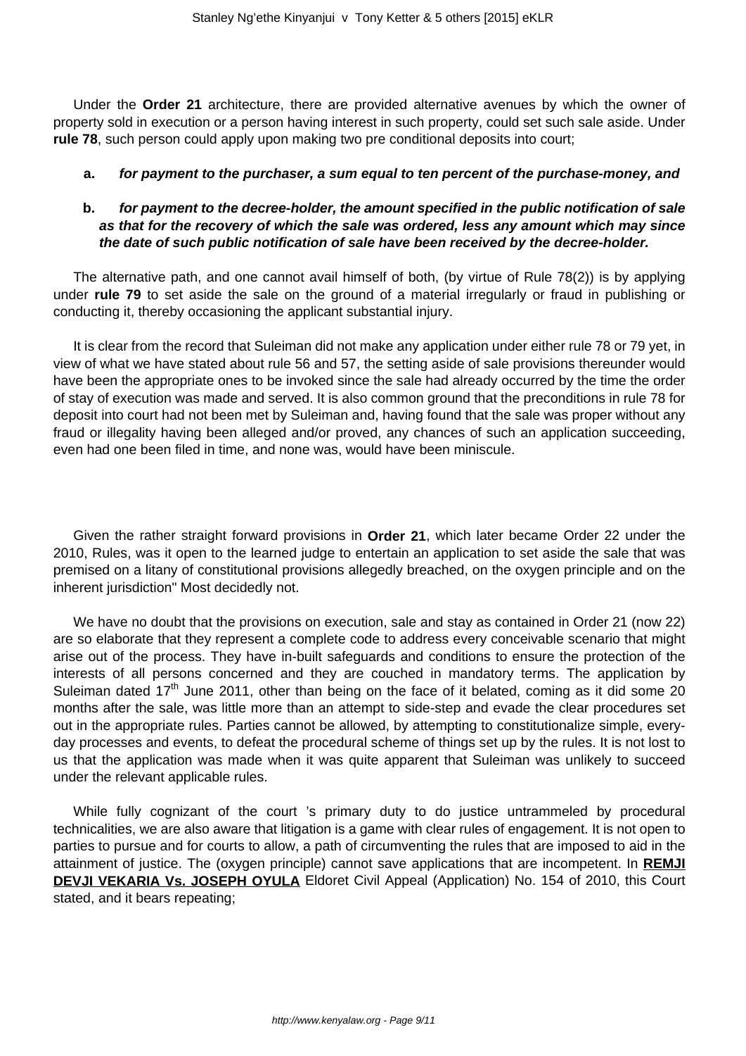Under the **Order 21** architecture, there are provided alternative avenues by which the owner of property sold in execution or a person having interest in such property, could set such sale aside. Under **rule 78**, such person could apply upon making two pre conditional deposits into court;

**a.** ***for payment to the purchaser, a sum equal to ten percent of the purchase-money, and***

**b.** ***for payment to the decree-holder, the amount specified in the public notification of sale as that for the recovery of which the sale was ordered, less any amount which may since the date of such public notification of sale have been received by the decree-holder.***

The alternative path, and one cannot avail himself of both, (by virtue of Rule 78(2)) is by applying under **rule 79** to set aside the sale on the ground of a material irregularly or fraud in publishing or conducting it, thereby occasioning the applicant substantial injury.

It is clear from the record that Suleiman did not make any application under either rule 78 or 79 yet, in view of what we have stated about rule 56 and 57, the setting aside of sale provisions thereunder would have been the appropriate ones to be invoked since the sale had already occurred by the time the order of stay of execution was made and served. It is also common ground that the preconditions in rule 78 for deposit into court had not been met by Suleiman and, having found that the sale was proper without any fraud or illegality having been alleged and/or proved, any chances of such an application succeeding, even had one been filed in time, and none was, would have been miniscule.

Given the rather straight forward provisions in **Order 21**, which later became Order 22 under the 2010, Rules, was it open to the learned judge to entertain an application to set aside the sale that was premised on a litany of constitutional provisions allegedly breached, on the oxygen principle and on the inherent jurisdiction" Most decidedly not.

We have no doubt that the provisions on execution, sale and stay as contained in Order 21 (now 22) are so elaborate that they represent a complete code to address every conceivable scenario that might arise out of the process. They have in-built safeguards and conditions to ensure the protection of the interests of all persons concerned and they are couched in mandatory terms. The application by Suleiman dated 17th June 2011, other than being on the face of it belated, coming as it did some 20 months after the sale, was little more than an attempt to side-step and evade the clear procedures set out in the appropriate rules. Parties cannot be allowed, by attempting to constitutionalize simple, every-day processes and events, to defeat the procedural scheme of things set up by the rules. It is not lost to us that the application was made when it was quite apparent that Suleiman was unlikely to succeed under the relevant applicable rules.

While fully cognizant of the court 's primary duty to do justice untrammeled by procedural technicalities, we are also aware that litigation is a game with clear rules of engagement. It is not open to parties to pursue and for courts to allow, a path of circumventing the rules that are imposed to aid in the attainment of justice. The (oxygen principle) cannot save applications that are incompetent. In **REMJI DEVJI VEKARIA Vs. JOSEPH OYULA** Eldoret Civil Appeal (Application) No. 154 of 2010, this Court stated, and it bears repeating;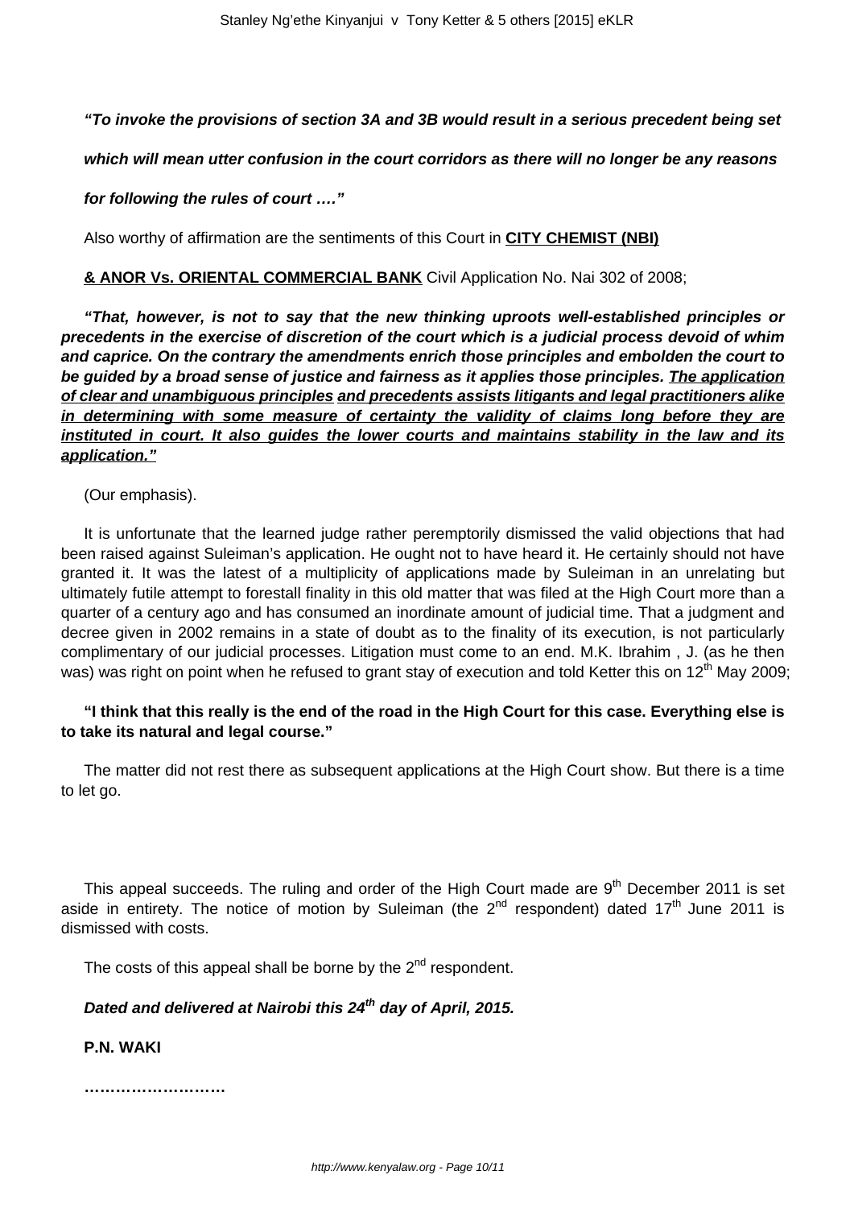***"To invoke the provisions of section 3A and 3B would result in a serious precedent being set which will mean utter confusion in the court corridors as there will no longer be any reasons for following the rules of court …."***

Also worthy of affirmation are the sentiments of this Court in **CITY CHEMIST (NBI) & ANOR Vs. ORIENTAL COMMERCIAL BANK** Civil Application No. Nai 302 of 2008;

***"That, however, is not to say that the new thinking uproots well-established principles or precedents in the exercise of discretion of the court which is a judicial process devoid of whim and caprice. On the contrary the amendments enrich those principles and embolden the court to be guided by a broad sense of justice and fairness as it applies those principles. The application of clear and unambiguous principles and precedents assists litigants and legal practitioners alike in determining with some measure of certainty the validity of claims long before they are instituted in court. It also guides the lower courts and maintains stability in the law and its application."***

(Our emphasis).

It is unfortunate that the learned judge rather peremptorily dismissed the valid objections that had been raised against Suleiman's application. He ought not to have heard it. He certainly should not have granted it. It was the latest of a multiplicity of applications made by Suleiman in an unrelating but ultimately futile attempt to forestall finality in this old matter that was filed at the High Court more than a quarter of a century ago and has consumed an inordinate amount of judicial time. That a judgment and decree given in 2002 remains in a state of doubt as to the finality of its execution, is not particularly complimentary of our judicial processes. Litigation must come to an end. M.K. Ibrahim , J. (as he then was) was right on point when he refused to grant stay of execution and told Ketter this on 12th May 2009;

**"I think that this really is the end of the road in the High Court for this case. Everything else is to take its natural and legal course."**

The matter did not rest there as subsequent applications at the High Court show. But there is a time to let go.

This appeal succeeds. The ruling and order of the High Court made are 9th December 2011 is set aside in entirety. The notice of motion by Suleiman (the 2nd respondent) dated 17th June 2011 is dismissed with costs.

The costs of this appeal shall be borne by the 2nd respondent.

***Dated and delivered at Nairobi this 24th day of April, 2015.***

**P.N. WAKI**

**………………………**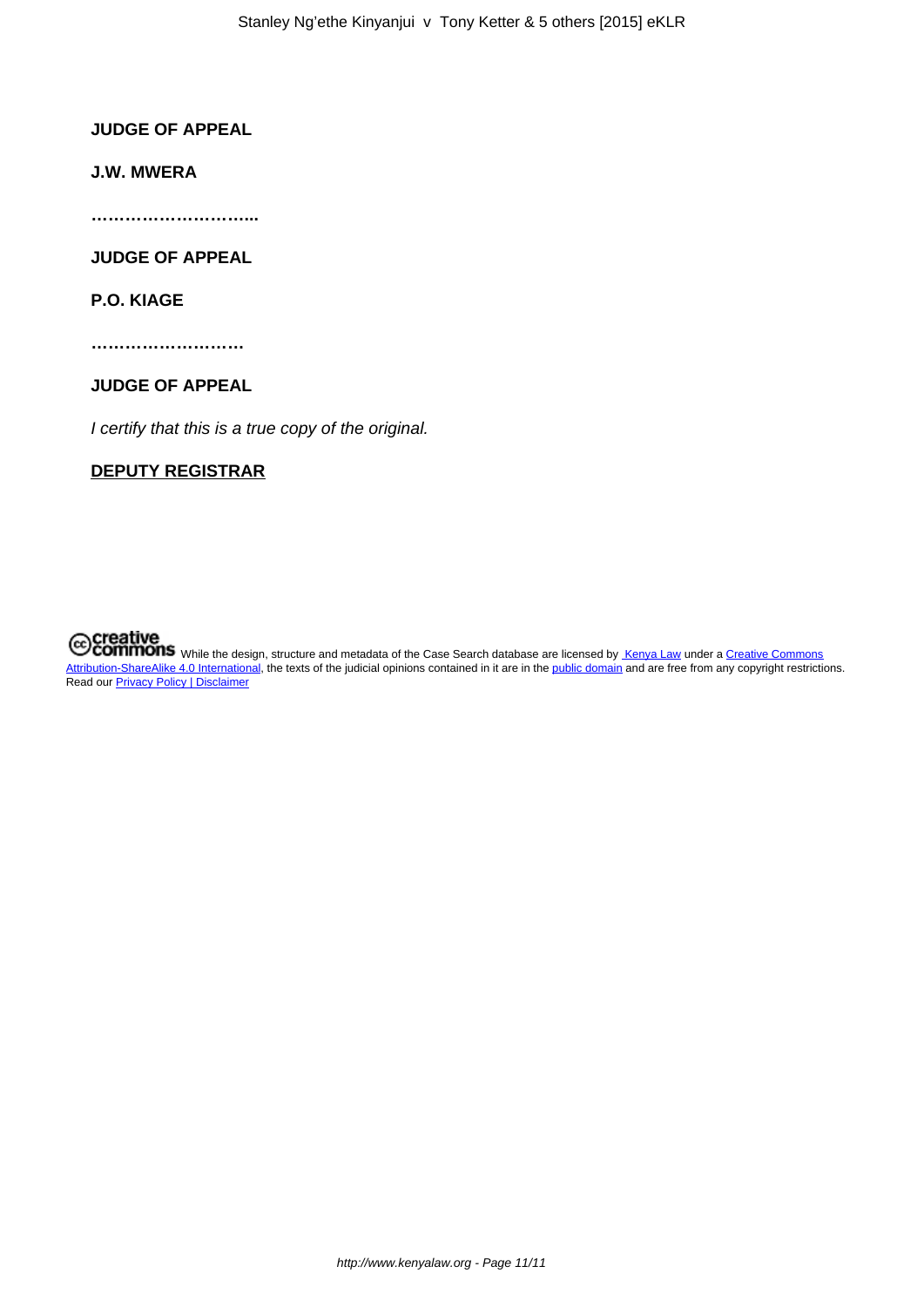**JUDGE OF APPEAL**

**J.W. MWERA**

**………………………...**

**JUDGE OF APPEAL**

**P.O. KIAGE**

**………………………**

**JUDGE OF APPEAL**

*I certify that this is a true copy of the original.*

**DEPUTY REGISTRAR**

While the design, structure and metadata of the Case Search database are licensed by Kenya Law under a Creative Commons Attribution-ShareAlike 4.0 International, the texts of the judicial opinions contained in it are in the public domain and are free from any copyright restrictions. Read our Privacy Policy | Disclaimer